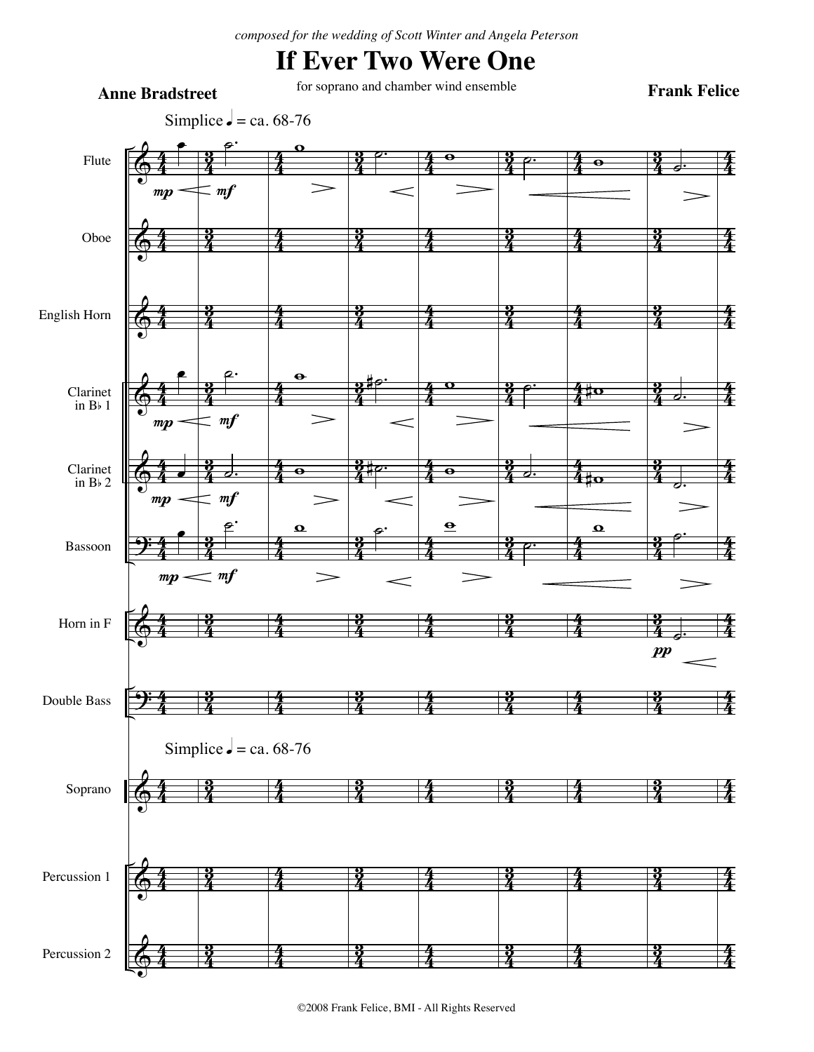*composed for the wedding of Scott Winter and Angela Peterson*

# If Ever Two Were One

for soprano and chamber wind ensemble

**Anne Bradstreet**

**Frank Felice**

Simplice ♩ = ca. 68-76

Flute

Oboe

English Horn

Clarinet in B♭ 1

Clarinet in B♭ 2

Bassoon

Horn in F

Double Bass

Simplice ♩ = ca. 68-76

Soprano

Percussion 1

Percussion 2

©2008 Frank Felice, BMI - All Rights Reserved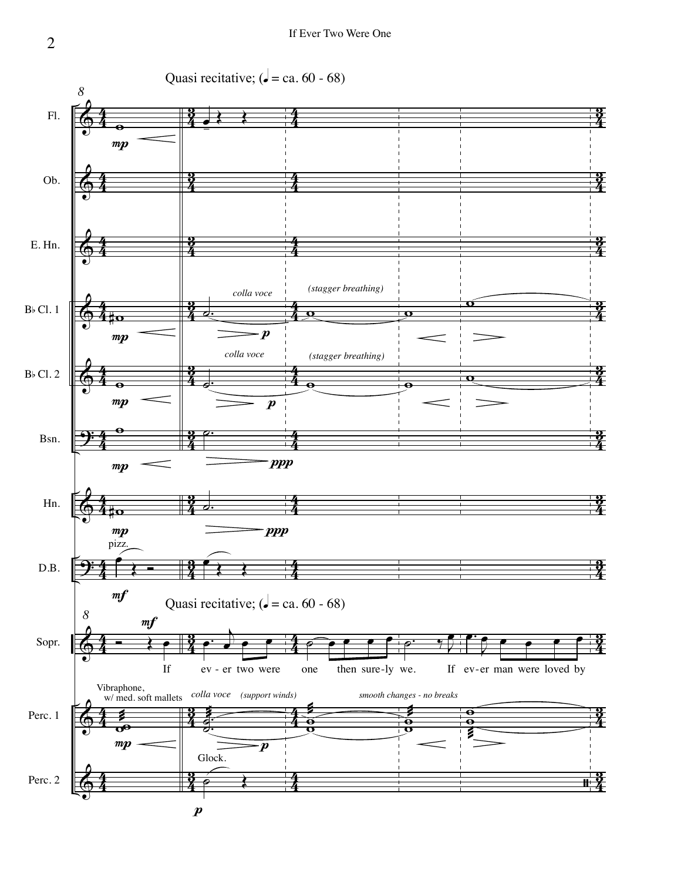Quasi recitative; (♩ = ca. 60 - 68)

Fl. — *mp*

Ob.

E. Hn.

B♭ Cl. 1 — *mp* — *colla voce* — *p* — *(stagger breathing)*

B♭ Cl. 2 — *mp* — *colla voce* — *p* — *(stagger breathing)*

Bsn. — *mp* — *ppp*

Hn. — *mp* — *ppp*

D.B. — pizz. — *mf*

Quasi recitative; (♩ = ca. 60 - 68)

Sopr. — *mf*

If ev - er two were one then sure - ly we. If ev - er man were loved by

Perc. 1 — Vibraphone, w/ med. soft mallets — *mp* — *colla voce* — *(support winds)* — *p* — *smooth changes - no breaks*

Perc. 2 — Glock. — *p*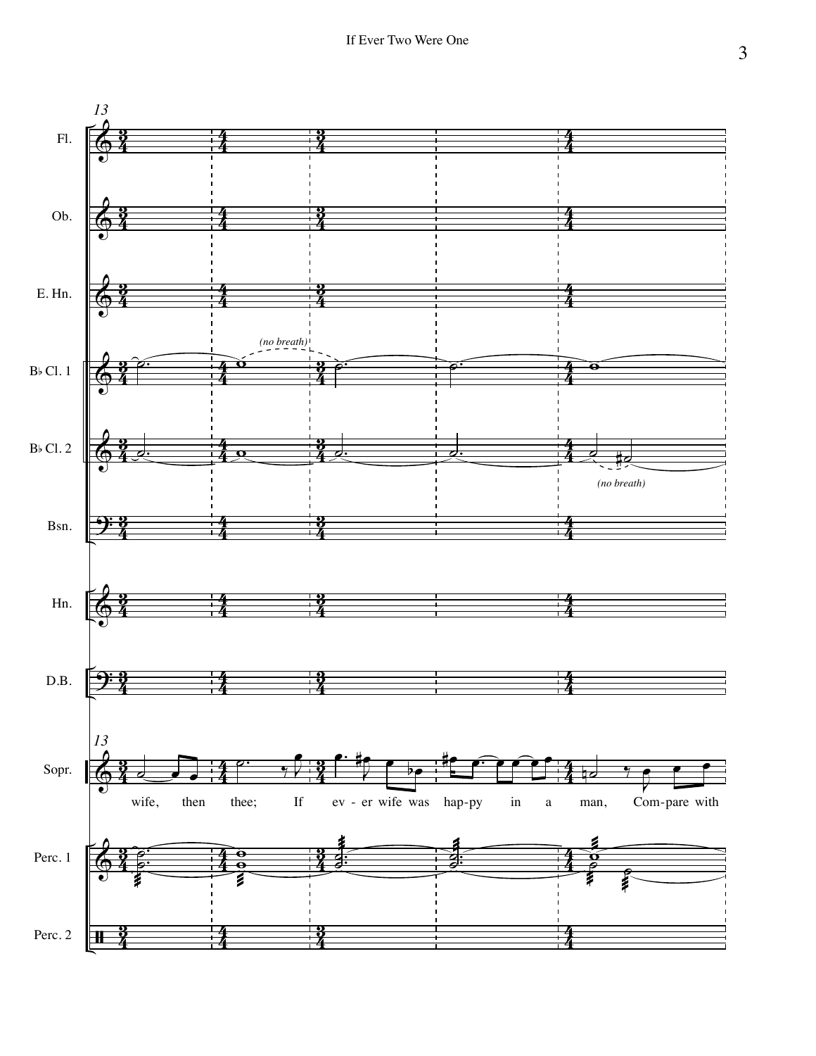13

Fl.

Ob.

E. Hn.

B♭ Cl. 1

*(no breath)*

B♭ Cl. 2

*(no breath)*

Bsn.

Hn.

D.B.

13

Sopr.

wife, then thee; If ev - er wife was hap-py in a man, Com-pare with

Perc. 1

Perc. 2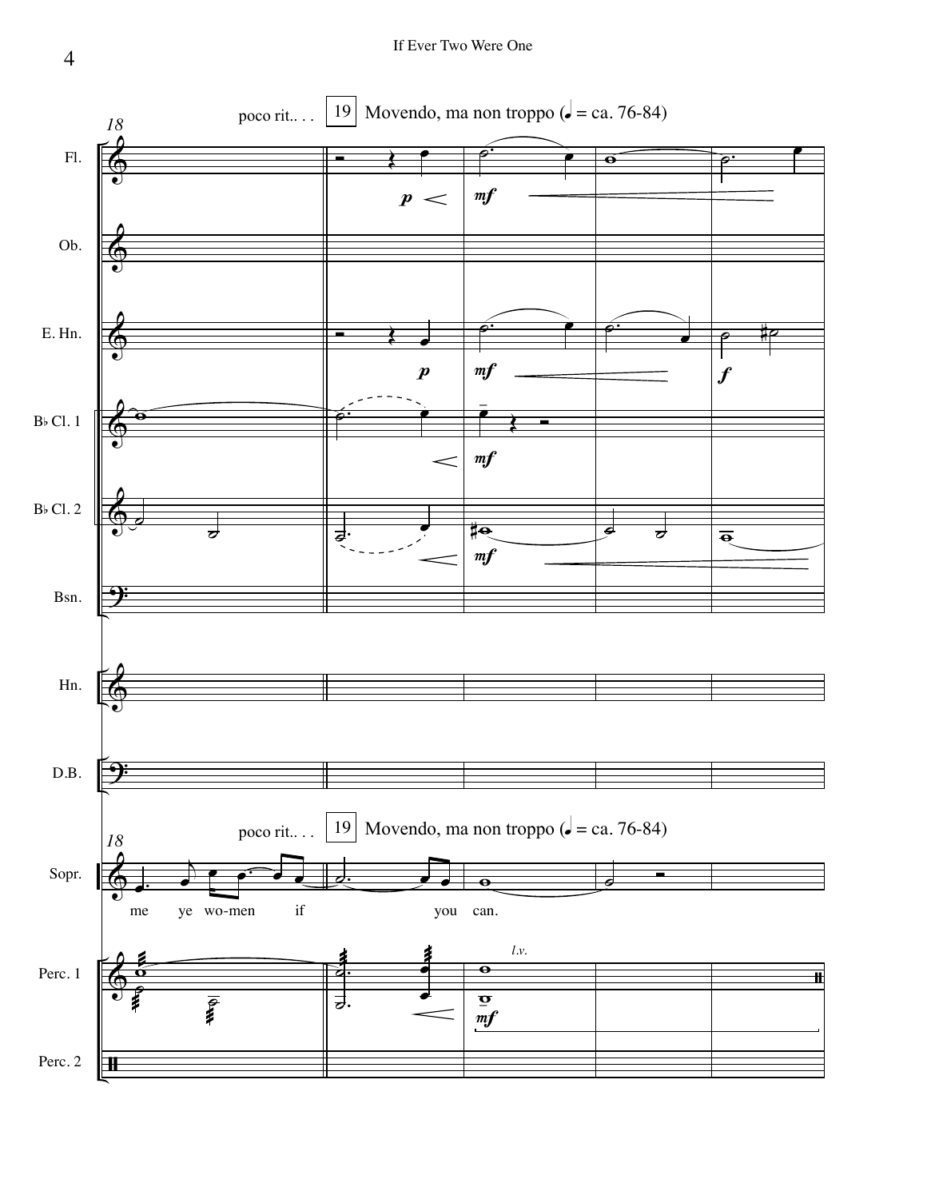poco rit.. . . 19 Movendo, ma non troppo (♩ = ca. 76-84)

Fl.

Ob.

E. Hn.

B♭ Cl. 1

B♭ Cl. 2

Bsn.

Hn.

D.B.

poco rit.. . . 19 Movendo, ma non troppo (♩ = ca. 76-84)

Sopr.

me ye wo-men if you can.

Perc. 1

*l.v.*

Perc. 2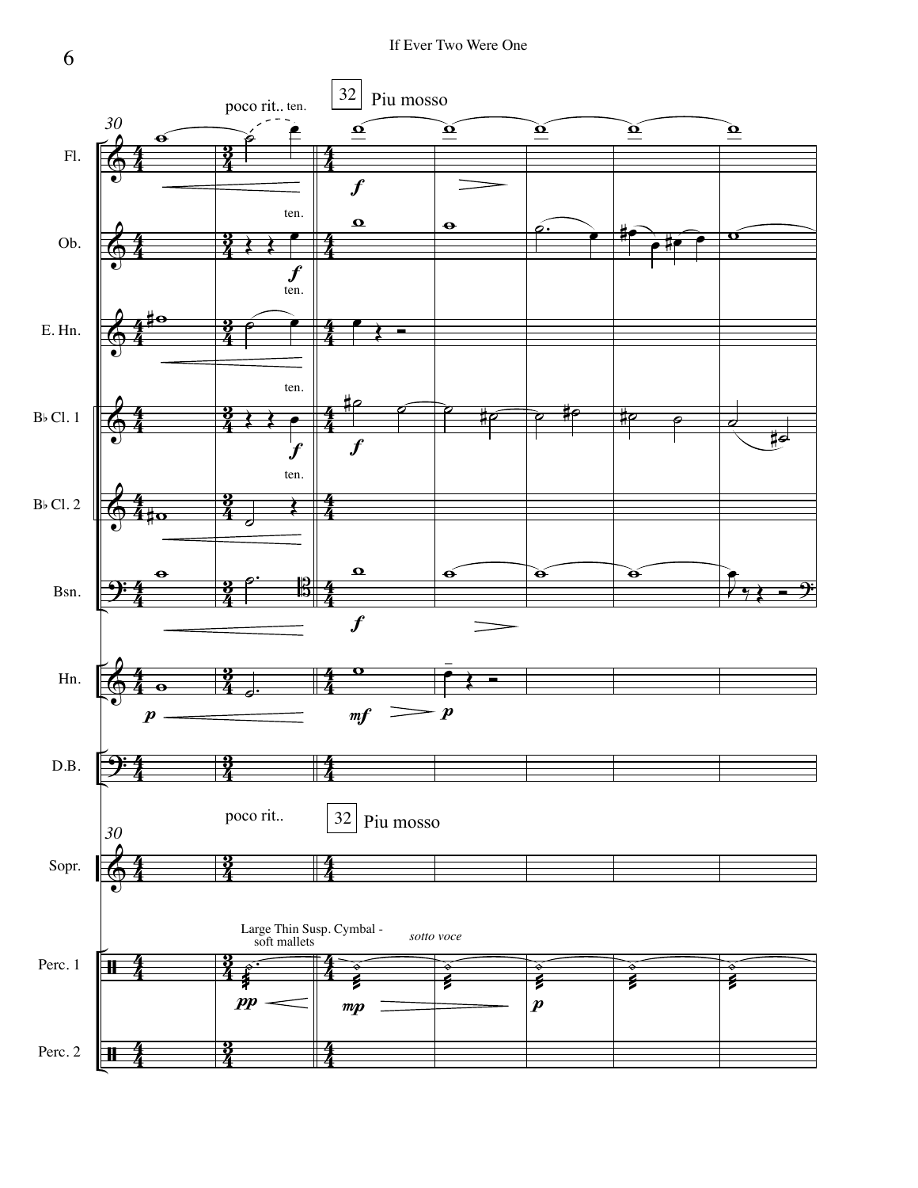30

poco rit.. ten.

32 Piu mosso

Fl.

Ob.

E. Hn.

B♭ Cl. 1

B♭ Cl. 2

Bsn.

Hn.

D.B.

Sopr.

Perc. 1

Large Thin Susp. Cymbal - soft mallets

*sotto voce*

Perc. 2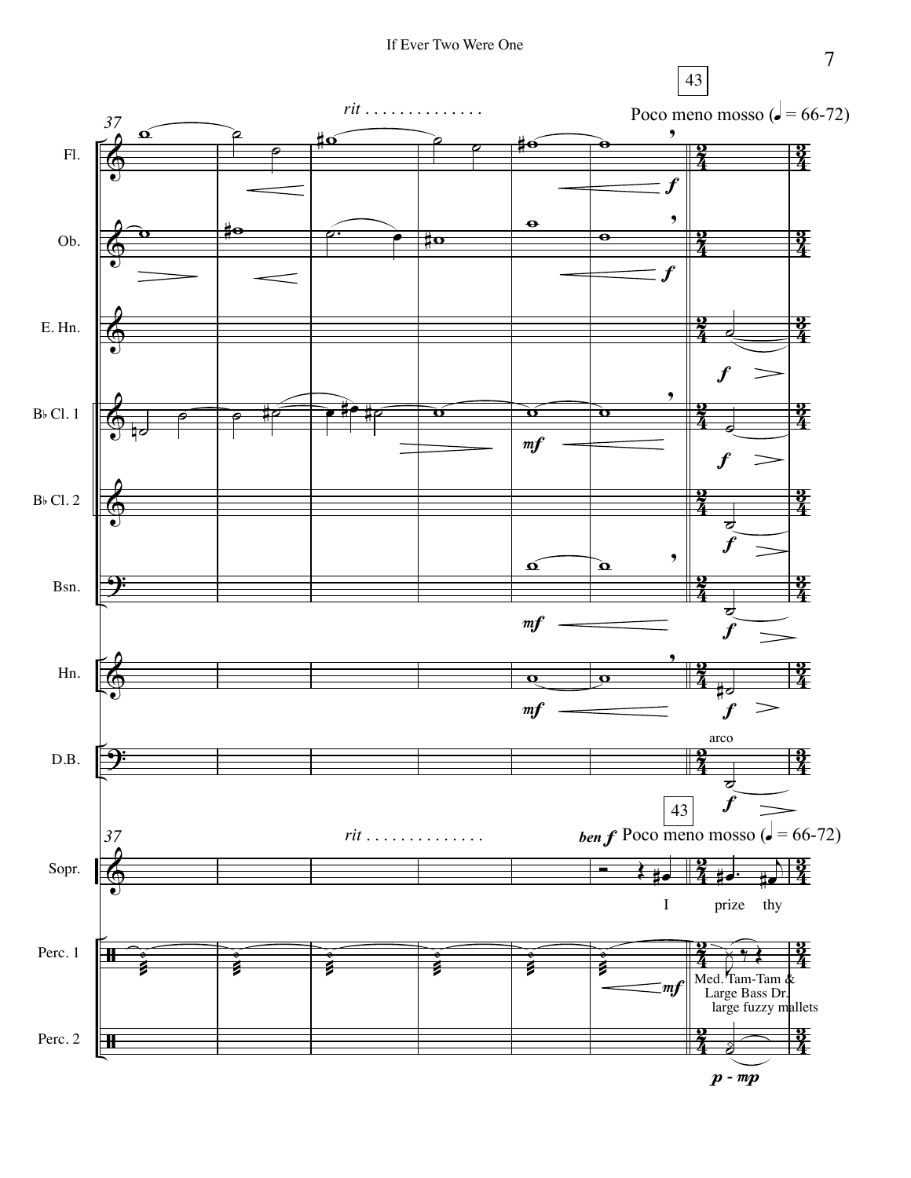37

*rit . . . . . . . . . . . . . .*

43

Poco meno mosso (♩ = 66-72)

Fl.

Ob.

E. Hn.

B♭ Cl. 1

B♭ Cl. 2

Bsn.

Hn.

D.B.

arco

Sopr.

*ben f*

I prize thy

Perc. 1

Med. Tam-Tam & Large Bass Dr. large fuzzy mallets

Perc. 2

*p - mp*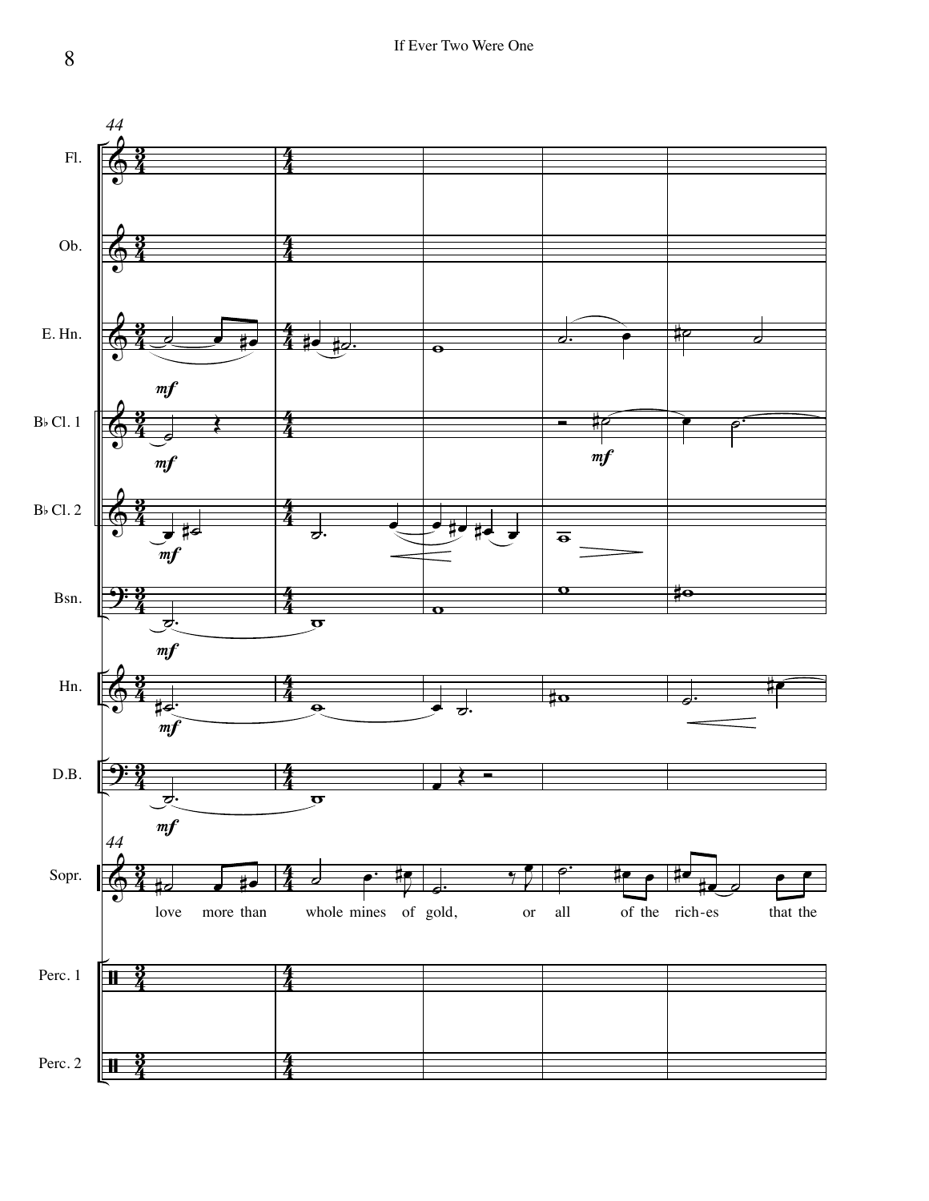44

Fl.

Ob.

E. Hn.

B♭ Cl. 1

B♭ Cl. 2

Bsn.

Hn.

D.B.

Sopr.

love more than whole mines of gold, or all of the rich-es that the

Perc. 1

Perc. 2